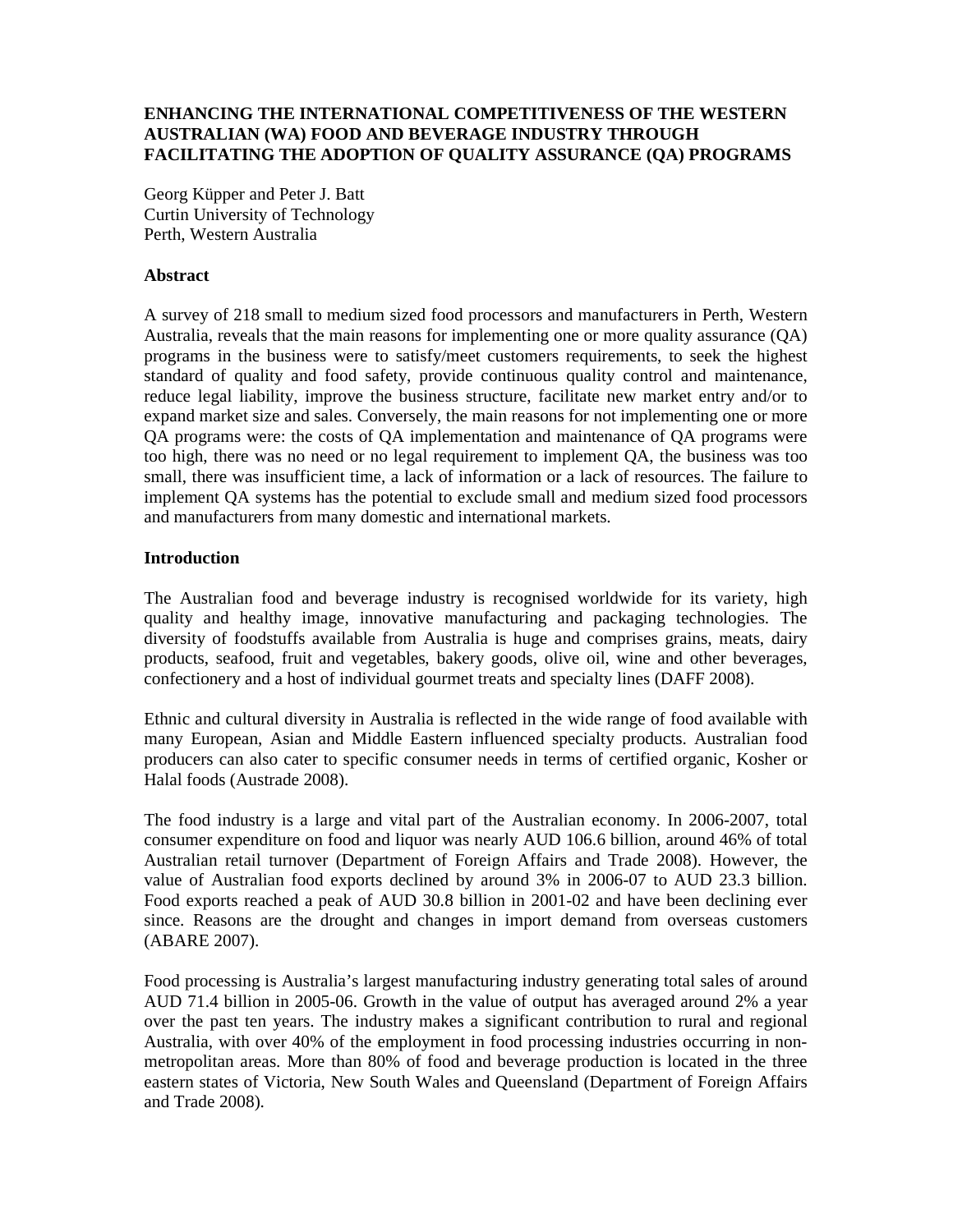# ENHANCING THE INTERNATIONAL COMPETITIVENESS OF THE WESTERN AUSTRALIAN (WA) FOOD AND BEVERAGE INDUSTRY THROUGH FACILITATING THE ADOPTION OF QUALITY ASSURANCE (QA) PROGRAMS

Georg Küpper and Peter J. Batt
Curtin University of Technology
Perth, Western Australia

## Abstract

A survey of 218 small to medium sized food processors and manufacturers in Perth, Western Australia, reveals that the main reasons for implementing one or more quality assurance (QA) programs in the business were to satisfy/meet customers requirements, to seek the highest standard of quality and food safety, provide continuous quality control and maintenance, reduce legal liability, improve the business structure, facilitate new market entry and/or to expand market size and sales. Conversely, the main reasons for not implementing one or more QA programs were: the costs of QA implementation and maintenance of QA programs were too high, there was no need or no legal requirement to implement QA, the business was too small, there was insufficient time, a lack of information or a lack of resources. The failure to implement QA systems has the potential to exclude small and medium sized food processors and manufacturers from many domestic and international markets.

## Introduction

The Australian food and beverage industry is recognised worldwide for its variety, high quality and healthy image, innovative manufacturing and packaging technologies. The diversity of foodstuffs available from Australia is huge and comprises grains, meats, dairy products, seafood, fruit and vegetables, bakery goods, olive oil, wine and other beverages, confectionery and a host of individual gourmet treats and specialty lines (DAFF 2008).

Ethnic and cultural diversity in Australia is reflected in the wide range of food available with many European, Asian and Middle Eastern influenced specialty products. Australian food producers can also cater to specific consumer needs in terms of certified organic, Kosher or Halal foods (Austrade 2008).

The food industry is a large and vital part of the Australian economy. In 2006-2007, total consumer expenditure on food and liquor was nearly AUD 106.6 billion, around 46% of total Australian retail turnover (Department of Foreign Affairs and Trade 2008). However, the value of Australian food exports declined by around 3% in 2006-07 to AUD 23.3 billion. Food exports reached a peak of AUD 30.8 billion in 2001-02 and have been declining ever since. Reasons are the drought and changes in import demand from overseas customers (ABARE 2007).

Food processing is Australia's largest manufacturing industry generating total sales of around AUD 71.4 billion in 2005-06. Growth in the value of output has averaged around 2% a year over the past ten years. The industry makes a significant contribution to rural and regional Australia, with over 40% of the employment in food processing industries occurring in non-metropolitan areas. More than 80% of food and beverage production is located in the three eastern states of Victoria, New South Wales and Queensland (Department of Foreign Affairs and Trade 2008).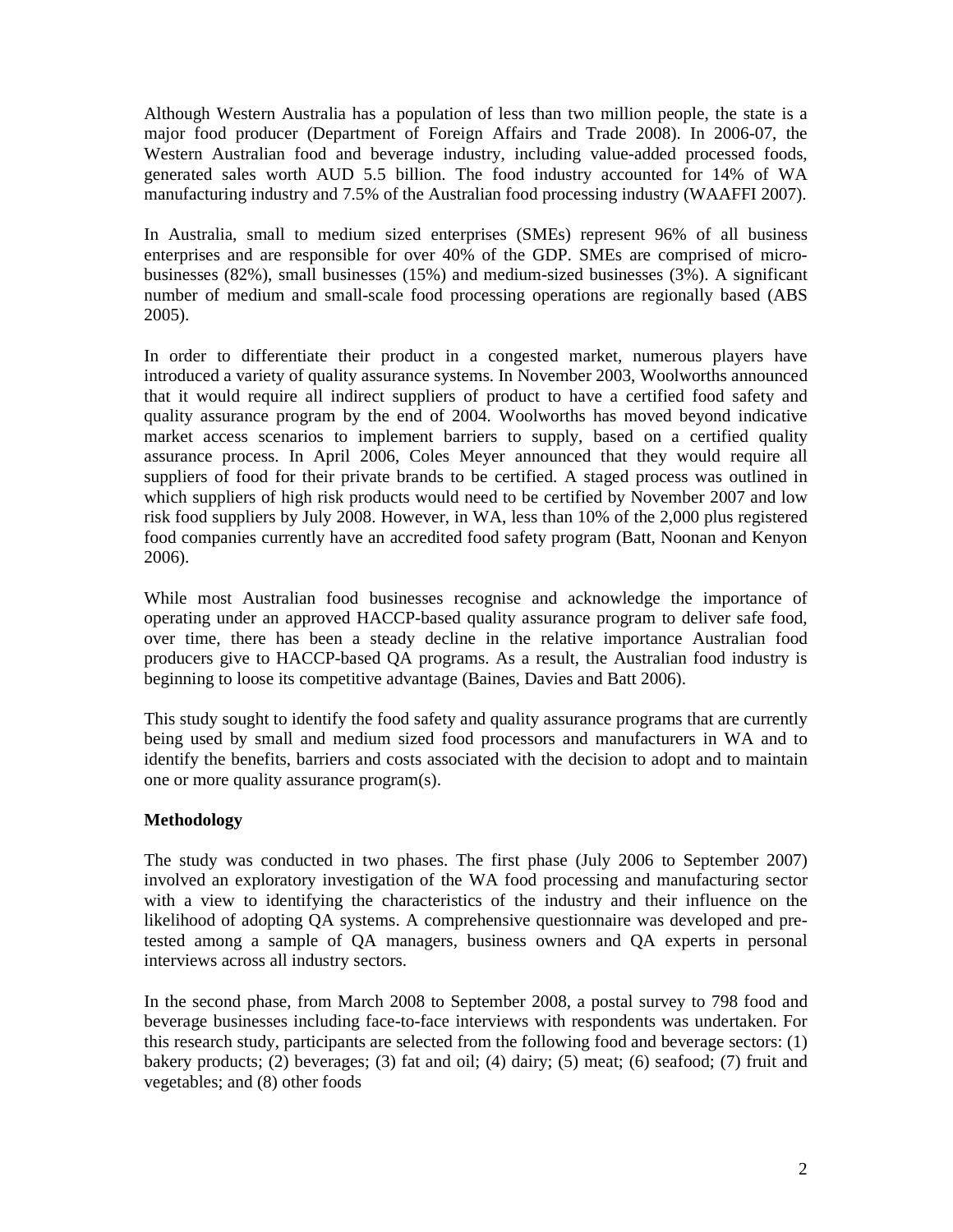Although Western Australia has a population of less than two million people, the state is a major food producer (Department of Foreign Affairs and Trade 2008). In 2006-07, the Western Australian food and beverage industry, including value-added processed foods, generated sales worth AUD 5.5 billion. The food industry accounted for 14% of WA manufacturing industry and 7.5% of the Australian food processing industry (WAAFFI 2007).

In Australia, small to medium sized enterprises (SMEs) represent 96% of all business enterprises and are responsible for over 40% of the GDP. SMEs are comprised of micro-businesses (82%), small businesses (15%) and medium-sized businesses (3%). A significant number of medium and small-scale food processing operations are regionally based (ABS 2005).

In order to differentiate their product in a congested market, numerous players have introduced a variety of quality assurance systems. In November 2003, Woolworths announced that it would require all indirect suppliers of product to have a certified food safety and quality assurance program by the end of 2004. Woolworths has moved beyond indicative market access scenarios to implement barriers to supply, based on a certified quality assurance process. In April 2006, Coles Meyer announced that they would require all suppliers of food for their private brands to be certified. A staged process was outlined in which suppliers of high risk products would need to be certified by November 2007 and low risk food suppliers by July 2008. However, in WA, less than 10% of the 2,000 plus registered food companies currently have an accredited food safety program (Batt, Noonan and Kenyon 2006).

While most Australian food businesses recognise and acknowledge the importance of operating under an approved HACCP-based quality assurance program to deliver safe food, over time, there has been a steady decline in the relative importance Australian food producers give to HACCP-based QA programs. As a result, the Australian food industry is beginning to loose its competitive advantage (Baines, Davies and Batt 2006).

This study sought to identify the food safety and quality assurance programs that are currently being used by small and medium sized food processors and manufacturers in WA and to identify the benefits, barriers and costs associated with the decision to adopt and to maintain one or more quality assurance program(s).

**Methodology**

The study was conducted in two phases. The first phase (July 2006 to September 2007) involved an exploratory investigation of the WA food processing and manufacturing sector with a view to identifying the characteristics of the industry and their influence on the likelihood of adopting QA systems. A comprehensive questionnaire was developed and pre-tested among a sample of QA managers, business owners and QA experts in personal interviews across all industry sectors.

In the second phase, from March 2008 to September 2008, a postal survey to 798 food and beverage businesses including face-to-face interviews with respondents was undertaken. For this research study, participants are selected from the following food and beverage sectors: (1) bakery products; (2) beverages; (3) fat and oil; (4) dairy; (5) meat; (6) seafood; (7) fruit and vegetables; and (8) other foods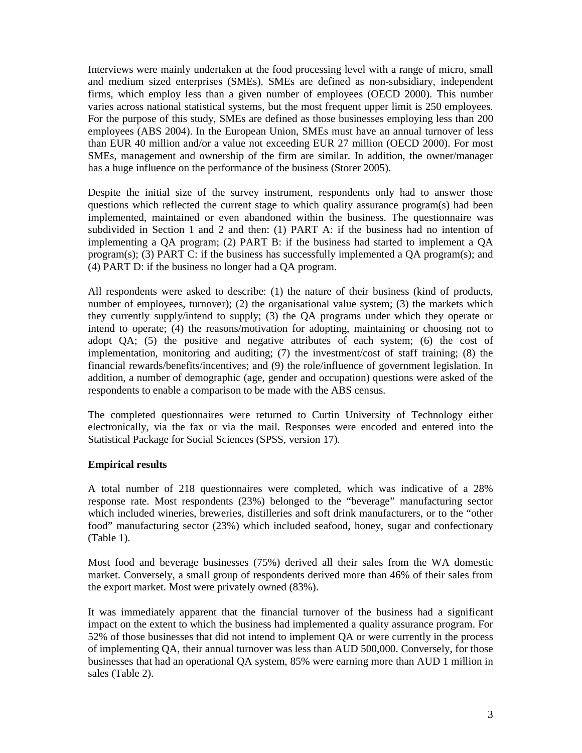Interviews were mainly undertaken at the food processing level with a range of micro, small and medium sized enterprises (SMEs). SMEs are defined as non-subsidiary, independent firms, which employ less than a given number of employees (OECD 2000). This number varies across national statistical systems, but the most frequent upper limit is 250 employees. For the purpose of this study, SMEs are defined as those businesses employing less than 200 employees (ABS 2004). In the European Union, SMEs must have an annual turnover of less than EUR 40 million and/or a value not exceeding EUR 27 million (OECD 2000). For most SMEs, management and ownership of the firm are similar. In addition, the owner/manager has a huge influence on the performance of the business (Storer 2005).

Despite the initial size of the survey instrument, respondents only had to answer those questions which reflected the current stage to which quality assurance program(s) had been implemented, maintained or even abandoned within the business. The questionnaire was subdivided in Section 1 and 2 and then: (1) PART A: if the business had no intention of implementing a QA program; (2) PART B: if the business had started to implement a QA program(s); (3) PART C: if the business has successfully implemented a QA program(s); and (4) PART D: if the business no longer had a QA program.

All respondents were asked to describe: (1) the nature of their business (kind of products, number of employees, turnover); (2) the organisational value system; (3) the markets which they currently supply/intend to supply; (3) the QA programs under which they operate or intend to operate; (4) the reasons/motivation for adopting, maintaining or choosing not to adopt QA; (5) the positive and negative attributes of each system; (6) the cost of implementation, monitoring and auditing; (7) the investment/cost of staff training; (8) the financial rewards/benefits/incentives; and (9) the role/influence of government legislation. In addition, a number of demographic (age, gender and occupation) questions were asked of the respondents to enable a comparison to be made with the ABS census.

The completed questionnaires were returned to Curtin University of Technology either electronically, via the fax or via the mail. Responses were encoded and entered into the Statistical Package for Social Sciences (SPSS, version 17).

**Empirical results**

A total number of 218 questionnaires were completed, which was indicative of a 28% response rate. Most respondents (23%) belonged to the "beverage" manufacturing sector which included wineries, breweries, distilleries and soft drink manufacturers, or to the "other food" manufacturing sector (23%) which included seafood, honey, sugar and confectionary (Table 1).

Most food and beverage businesses (75%) derived all their sales from the WA domestic market. Conversely, a small group of respondents derived more than 46% of their sales from the export market. Most were privately owned (83%).

It was immediately apparent that the financial turnover of the business had a significant impact on the extent to which the business had implemented a quality assurance program. For 52% of those businesses that did not intend to implement QA or were currently in the process of implementing QA, their annual turnover was less than AUD 500,000. Conversely, for those businesses that had an operational QA system, 85% were earning more than AUD 1 million in sales (Table 2).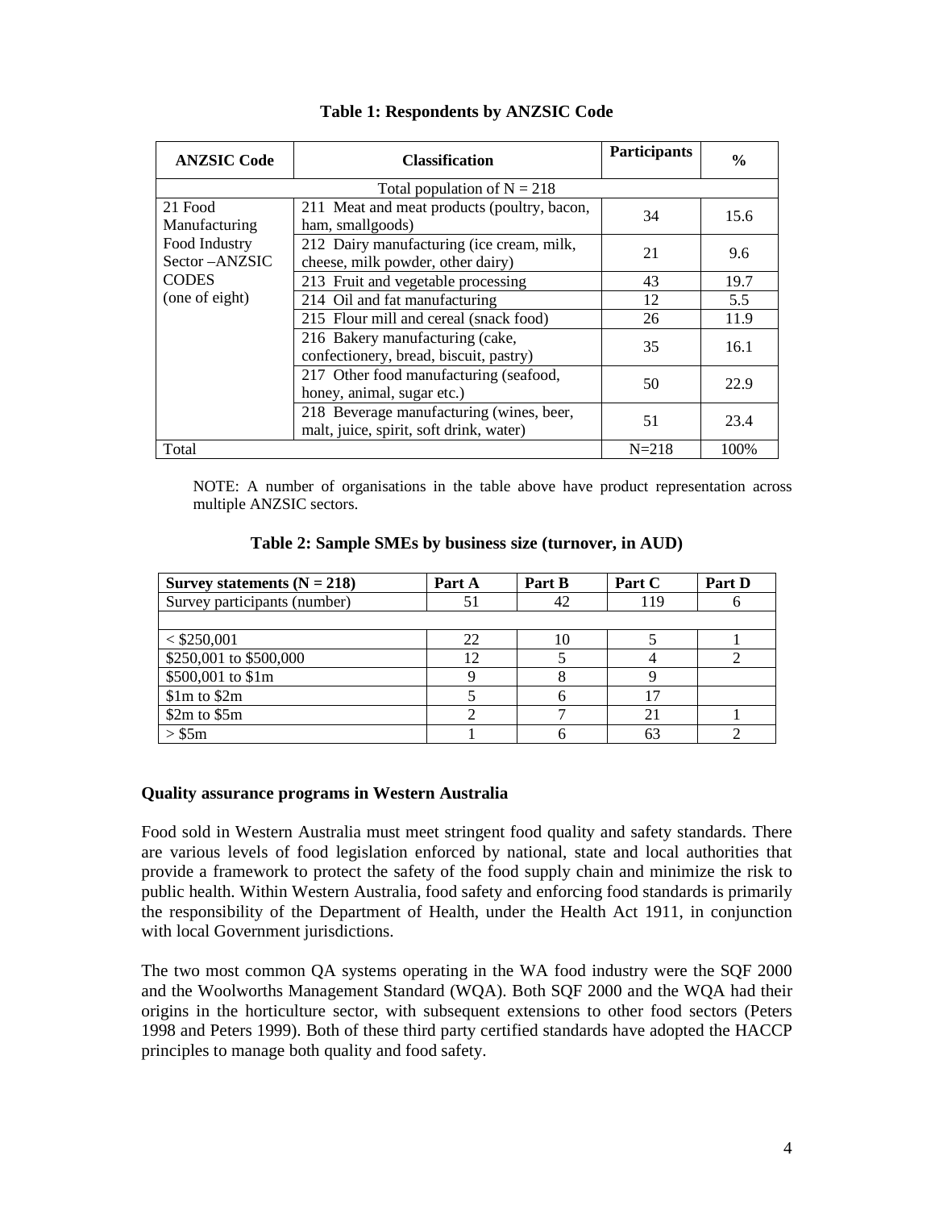**Table 1: Respondents by ANZSIC Code**

| ANZSIC Code | Classification | Participants | % |
|---|---|---|---|
| Total population of N = 218 | | | |
| 21 Food Manufacturing Food Industry Sector –ANZSIC CODES (one of eight) | 211 Meat and meat products (poultry, bacon, ham, smallgoods) | 34 | 15.6 |
| | 212 Dairy manufacturing (ice cream, milk, cheese, milk powder, other dairy) | 21 | 9.6 |
| | 213 Fruit and vegetable processing | 43 | 19.7 |
| | 214 Oil and fat manufacturing | 12 | 5.5 |
| | 215 Flour mill and cereal (snack food) | 26 | 11.9 |
| | 216 Bakery manufacturing (cake, confectionery, bread, biscuit, pastry) | 35 | 16.1 |
| | 217 Other food manufacturing (seafood, honey, animal, sugar etc.) | 50 | 22.9 |
| | 218 Beverage manufacturing (wines, beer, malt, juice, spirit, soft drink, water) | 51 | 23.4 |
| Total | | N=218 | 100% |

NOTE: A number of organisations in the table above have product representation across multiple ANZSIC sectors.

**Table 2: Sample SMEs by business size (turnover, in AUD)**

| Survey statements (N = 218) | Part A | Part B | Part C | Part D |
|---|---|---|---|---|
| Survey participants (number) | 51 | 42 | 119 | 6 |
| | | | | |
| < $250,001 | 22 | 10 | 5 | 1 |
| $250,001 to $500,000 | 12 | 5 | 4 | 2 |
| $500,001 to $1m | 9 | 8 | 9 | |
| $1m to $2m | 5 | 6 | 17 | |
| $2m to $5m | 2 | 7 | 21 | 1 |
| > $5m | 1 | 6 | 63 | 2 |

**Quality assurance programs in Western Australia**

Food sold in Western Australia must meet stringent food quality and safety standards. There are various levels of food legislation enforced by national, state and local authorities that provide a framework to protect the safety of the food supply chain and minimize the risk to public health. Within Western Australia, food safety and enforcing food standards is primarily the responsibility of the Department of Health, under the Health Act 1911, in conjunction with local Government jurisdictions.

The two most common QA systems operating in the WA food industry were the SQF 2000 and the Woolworths Management Standard (WQA). Both SQF 2000 and the WQA had their origins in the horticulture sector, with subsequent extensions to other food sectors (Peters 1998 and Peters 1999). Both of these third party certified standards have adopted the HACCP principles to manage both quality and food safety.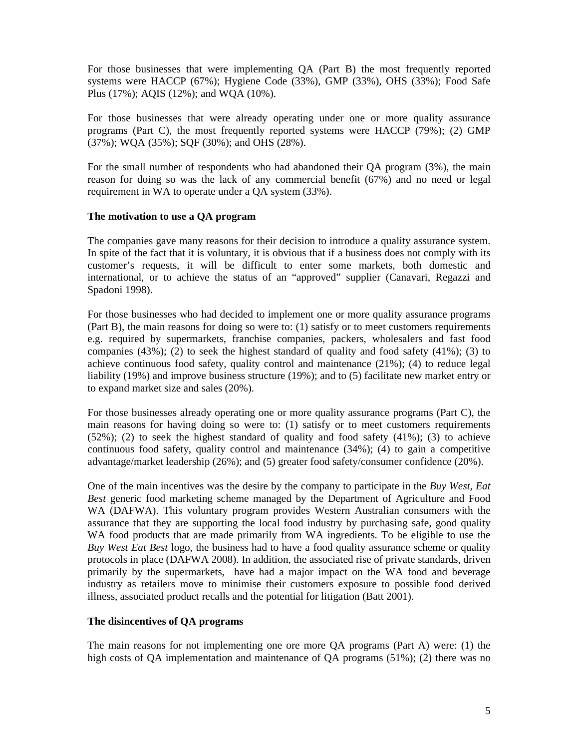For those businesses that were implementing QA (Part B) the most frequently reported systems were HACCP (67%); Hygiene Code (33%), GMP (33%), OHS (33%); Food Safe Plus (17%); AQIS (12%); and WQA (10%).

For those businesses that were already operating under one or more quality assurance programs (Part C), the most frequently reported systems were HACCP (79%); (2) GMP (37%); WQA (35%); SQF (30%); and OHS (28%).

For the small number of respondents who had abandoned their QA program (3%), the main reason for doing so was the lack of any commercial benefit (67%) and no need or legal requirement in WA to operate under a QA system (33%).

**The motivation to use a QA program**

The companies gave many reasons for their decision to introduce a quality assurance system. In spite of the fact that it is voluntary, it is obvious that if a business does not comply with its customer's requests, it will be difficult to enter some markets, both domestic and international, or to achieve the status of an "approved" supplier (Canavari, Regazzi and Spadoni 1998).

For those businesses who had decided to implement one or more quality assurance programs (Part B), the main reasons for doing so were to: (1) satisfy or to meet customers requirements e.g. required by supermarkets, franchise companies, packers, wholesalers and fast food companies (43%); (2) to seek the highest standard of quality and food safety (41%); (3) to achieve continuous food safety, quality control and maintenance (21%); (4) to reduce legal liability (19%) and improve business structure (19%); and to (5) facilitate new market entry or to expand market size and sales (20%).

For those businesses already operating one or more quality assurance programs (Part C), the main reasons for having doing so were to: (1) satisfy or to meet customers requirements (52%); (2) to seek the highest standard of quality and food safety (41%); (3) to achieve continuous food safety, quality control and maintenance (34%); (4) to gain a competitive advantage/market leadership (26%); and (5) greater food safety/consumer confidence (20%).

One of the main incentives was the desire by the company to participate in the *Buy West, Eat Best* generic food marketing scheme managed by the Department of Agriculture and Food WA (DAFWA). This voluntary program provides Western Australian consumers with the assurance that they are supporting the local food industry by purchasing safe, good quality WA food products that are made primarily from WA ingredients. To be eligible to use the *Buy West Eat Best* logo, the business had to have a food quality assurance scheme or quality protocols in place (DAFWA 2008). In addition, the associated rise of private standards, driven primarily by the supermarkets, have had a major impact on the WA food and beverage industry as retailers move to minimise their customers exposure to possible food derived illness, associated product recalls and the potential for litigation (Batt 2001).

**The disincentives of QA programs**

The main reasons for not implementing one ore more QA programs (Part A) were: (1) the high costs of QA implementation and maintenance of QA programs (51%); (2) there was no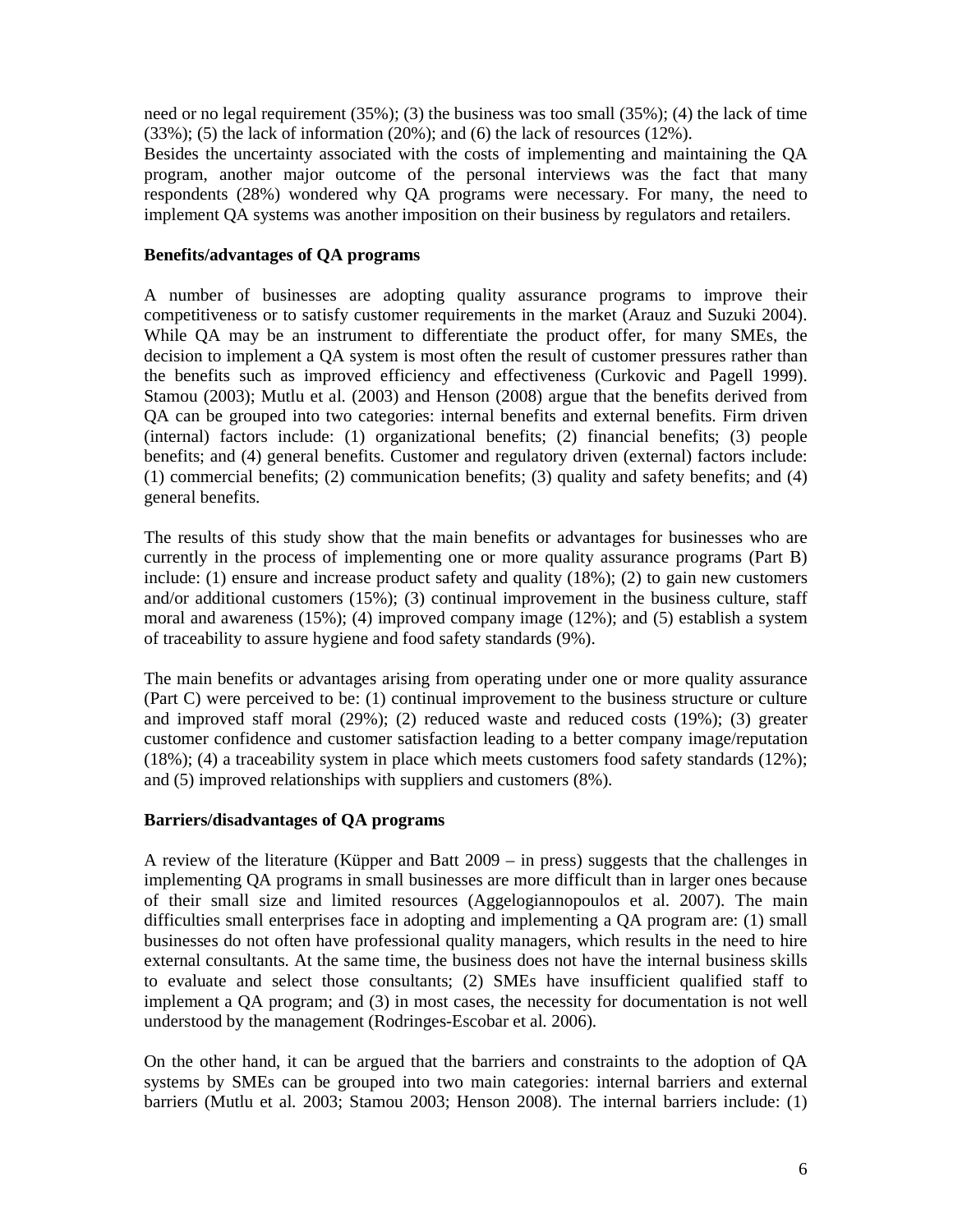need or no legal requirement (35%); (3) the business was too small (35%); (4) the lack of time (33%); (5) the lack of information (20%); and (6) the lack of resources (12%).
Besides the uncertainty associated with the costs of implementing and maintaining the QA program, another major outcome of the personal interviews was the fact that many respondents (28%) wondered why QA programs were necessary. For many, the need to implement QA systems was another imposition on their business by regulators and retailers.

**Benefits/advantages of QA programs**

A number of businesses are adopting quality assurance programs to improve their competitiveness or to satisfy customer requirements in the market (Arauz and Suzuki 2004). While QA may be an instrument to differentiate the product offer, for many SMEs, the decision to implement a QA system is most often the result of customer pressures rather than the benefits such as improved efficiency and effectiveness (Curkovic and Pagell 1999). Stamou (2003); Mutlu et al. (2003) and Henson (2008) argue that the benefits derived from QA can be grouped into two categories: internal benefits and external benefits. Firm driven (internal) factors include: (1) organizational benefits; (2) financial benefits; (3) people benefits; and (4) general benefits. Customer and regulatory driven (external) factors include: (1) commercial benefits; (2) communication benefits; (3) quality and safety benefits; and (4) general benefits.

The results of this study show that the main benefits or advantages for businesses who are currently in the process of implementing one or more quality assurance programs (Part B) include: (1) ensure and increase product safety and quality (18%); (2) to gain new customers and/or additional customers (15%); (3) continual improvement in the business culture, staff moral and awareness (15%); (4) improved company image (12%); and (5) establish a system of traceability to assure hygiene and food safety standards (9%).

The main benefits or advantages arising from operating under one or more quality assurance (Part C) were perceived to be: (1) continual improvement to the business structure or culture and improved staff moral (29%); (2) reduced waste and reduced costs (19%); (3) greater customer confidence and customer satisfaction leading to a better company image/reputation (18%); (4) a traceability system in place which meets customers food safety standards (12%); and (5) improved relationships with suppliers and customers (8%).

**Barriers/disadvantages of QA programs**

A review of the literature (Küpper and Batt 2009 – in press) suggests that the challenges in implementing QA programs in small businesses are more difficult than in larger ones because of their small size and limited resources (Aggelogiannopoulos et al. 2007). The main difficulties small enterprises face in adopting and implementing a QA program are: (1) small businesses do not often have professional quality managers, which results in the need to hire external consultants. At the same time, the business does not have the internal business skills to evaluate and select those consultants; (2) SMEs have insufficient qualified staff to implement a QA program; and (3) in most cases, the necessity for documentation is not well understood by the management (Rodringes-Escobar et al. 2006).

On the other hand, it can be argued that the barriers and constraints to the adoption of QA systems by SMEs can be grouped into two main categories: internal barriers and external barriers (Mutlu et al. 2003; Stamou 2003; Henson 2008). The internal barriers include: (1)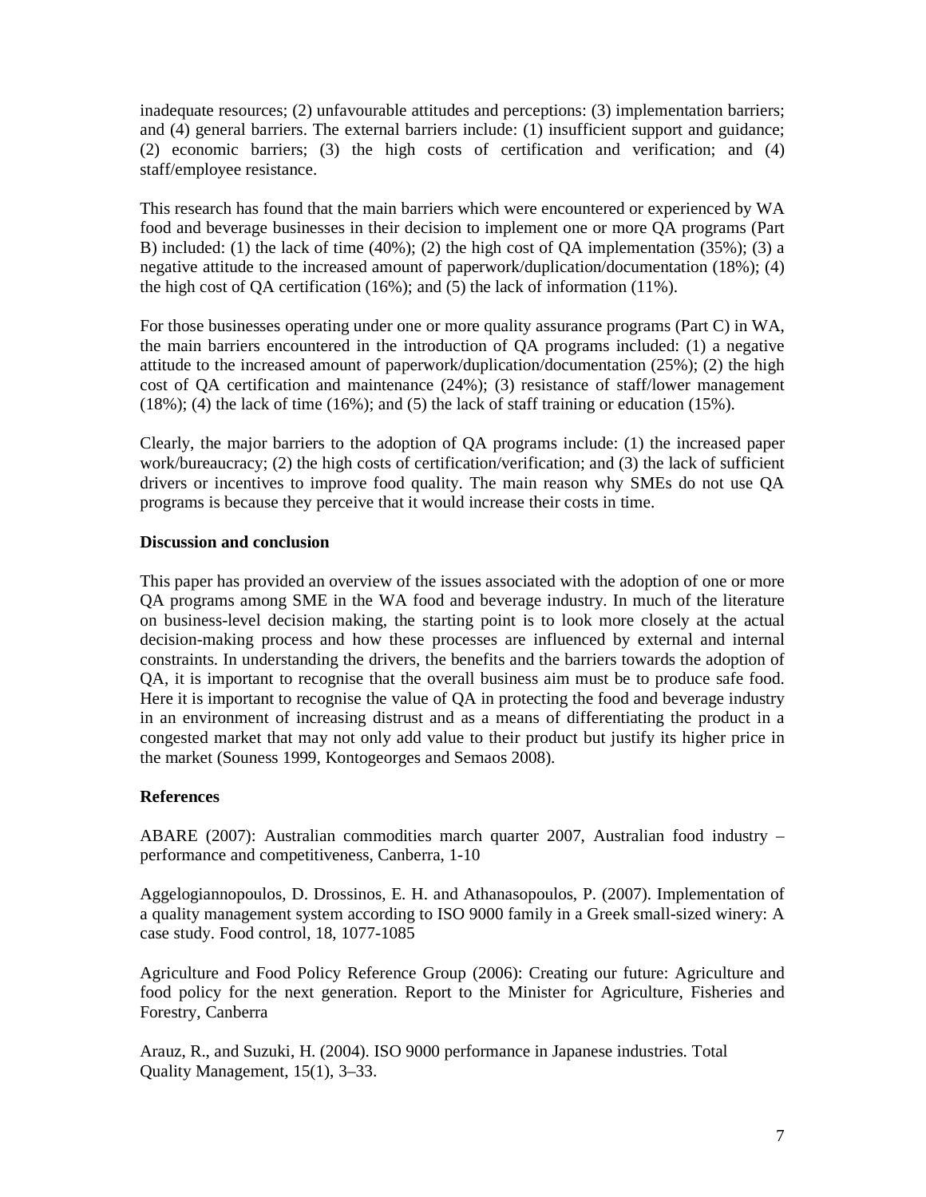inadequate resources; (2) unfavourable attitudes and perceptions: (3) implementation barriers; and (4) general barriers. The external barriers include: (1) insufficient support and guidance; (2) economic barriers; (3) the high costs of certification and verification; and (4) staff/employee resistance.

This research has found that the main barriers which were encountered or experienced by WA food and beverage businesses in their decision to implement one or more QA programs (Part B) included: (1) the lack of time (40%); (2) the high cost of QA implementation (35%); (3) a negative attitude to the increased amount of paperwork/duplication/documentation (18%); (4) the high cost of QA certification (16%); and (5) the lack of information (11%).

For those businesses operating under one or more quality assurance programs (Part C) in WA, the main barriers encountered in the introduction of QA programs included: (1) a negative attitude to the increased amount of paperwork/duplication/documentation (25%); (2) the high cost of QA certification and maintenance (24%); (3) resistance of staff/lower management (18%); (4) the lack of time (16%); and (5) the lack of staff training or education (15%).

Clearly, the major barriers to the adoption of QA programs include: (1) the increased paper work/bureaucracy; (2) the high costs of certification/verification; and (3) the lack of sufficient drivers or incentives to improve food quality. The main reason why SMEs do not use QA programs is because they perceive that it would increase their costs in time.

**Discussion and conclusion**

This paper has provided an overview of the issues associated with the adoption of one or more QA programs among SME in the WA food and beverage industry. In much of the literature on business-level decision making, the starting point is to look more closely at the actual decision-making process and how these processes are influenced by external and internal constraints. In understanding the drivers, the benefits and the barriers towards the adoption of QA, it is important to recognise that the overall business aim must be to produce safe food. Here it is important to recognise the value of QA in protecting the food and beverage industry in an environment of increasing distrust and as a means of differentiating the product in a congested market that may not only add value to their product but justify its higher price in the market (Souness 1999, Kontogeorges and Semaos 2008).

**References**

ABARE (2007): Australian commodities march quarter 2007, Australian food industry – performance and competitiveness, Canberra, 1-10

Aggelogiannopoulos, D. Drossinos, E. H. and Athanasopoulos, P. (2007). Implementation of a quality management system according to ISO 9000 family in a Greek small-sized winery: A case study. Food control, 18, 1077-1085

Agriculture and Food Policy Reference Group (2006): Creating our future: Agriculture and food policy for the next generation. Report to the Minister for Agriculture, Fisheries and Forestry, Canberra

Arauz, R., and Suzuki, H. (2004). ISO 9000 performance in Japanese industries. Total Quality Management, 15(1), 3–33.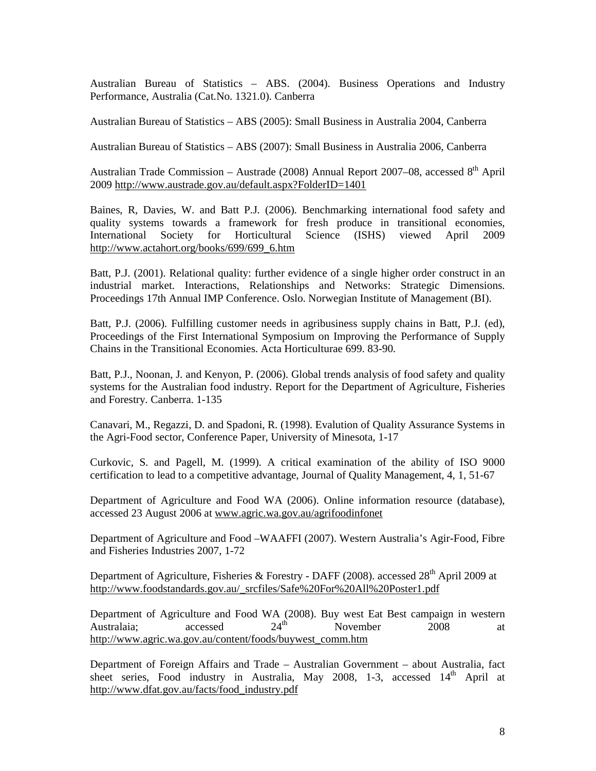Australian Bureau of Statistics – ABS. (2004). Business Operations and Industry Performance, Australia (Cat.No. 1321.0). Canberra

Australian Bureau of Statistics – ABS (2005): Small Business in Australia 2004, Canberra

Australian Bureau of Statistics – ABS (2007): Small Business in Australia 2006, Canberra

Australian Trade Commission – Austrade (2008) Annual Report 2007–08, accessed 8th April 2009 http://www.austrade.gov.au/default.aspx?FolderID=1401

Baines, R, Davies, W. and Batt P.J. (2006). Benchmarking international food safety and quality systems towards a framework for fresh produce in transitional economies, International Society for Horticultural Science (ISHS) viewed April 2009 http://www.actahort.org/books/699/699_6.htm

Batt, P.J. (2001). Relational quality: further evidence of a single higher order construct in an industrial market. Interactions, Relationships and Networks: Strategic Dimensions. Proceedings 17th Annual IMP Conference. Oslo. Norwegian Institute of Management (BI).

Batt, P.J. (2006). Fulfilling customer needs in agribusiness supply chains in Batt, P.J. (ed), Proceedings of the First International Symposium on Improving the Performance of Supply Chains in the Transitional Economies. Acta Horticulturae 699. 83-90.

Batt, P.J., Noonan, J. and Kenyon, P. (2006). Global trends analysis of food safety and quality systems for the Australian food industry. Report for the Department of Agriculture, Fisheries and Forestry. Canberra. 1-135

Canavari, M., Regazzi, D. and Spadoni, R. (1998). Evalution of Quality Assurance Systems in the Agri-Food sector, Conference Paper, University of Minesota, 1-17

Curkovic, S. and Pagell, M. (1999). A critical examination of the ability of ISO 9000 certification to lead to a competitive advantage, Journal of Quality Management, 4, 1, 51-67

Department of Agriculture and Food WA (2006). Online information resource (database), accessed 23 August 2006 at www.agric.wa.gov.au/agrifoodinfonet

Department of Agriculture and Food –WAAFFI (2007). Western Australia's Agir-Food, Fibre and Fisheries Industries 2007, 1-72

Department of Agriculture, Fisheries & Forestry - DAFF (2008). accessed 28th April 2009 at http://www.foodstandards.gov.au/_srcfiles/Safe%20For%20All%20Poster1.pdf

Department of Agriculture and Food WA (2008). Buy west Eat Best campaign in western Australaia; accessed 24th November 2008 at http://www.agric.wa.gov.au/content/foods/buywest_comm.htm

Department of Foreign Affairs and Trade – Australian Government – about Australia, fact sheet series, Food industry in Australia, May 2008, 1-3, accessed 14th April at http://www.dfat.gov.au/facts/food_industry.pdf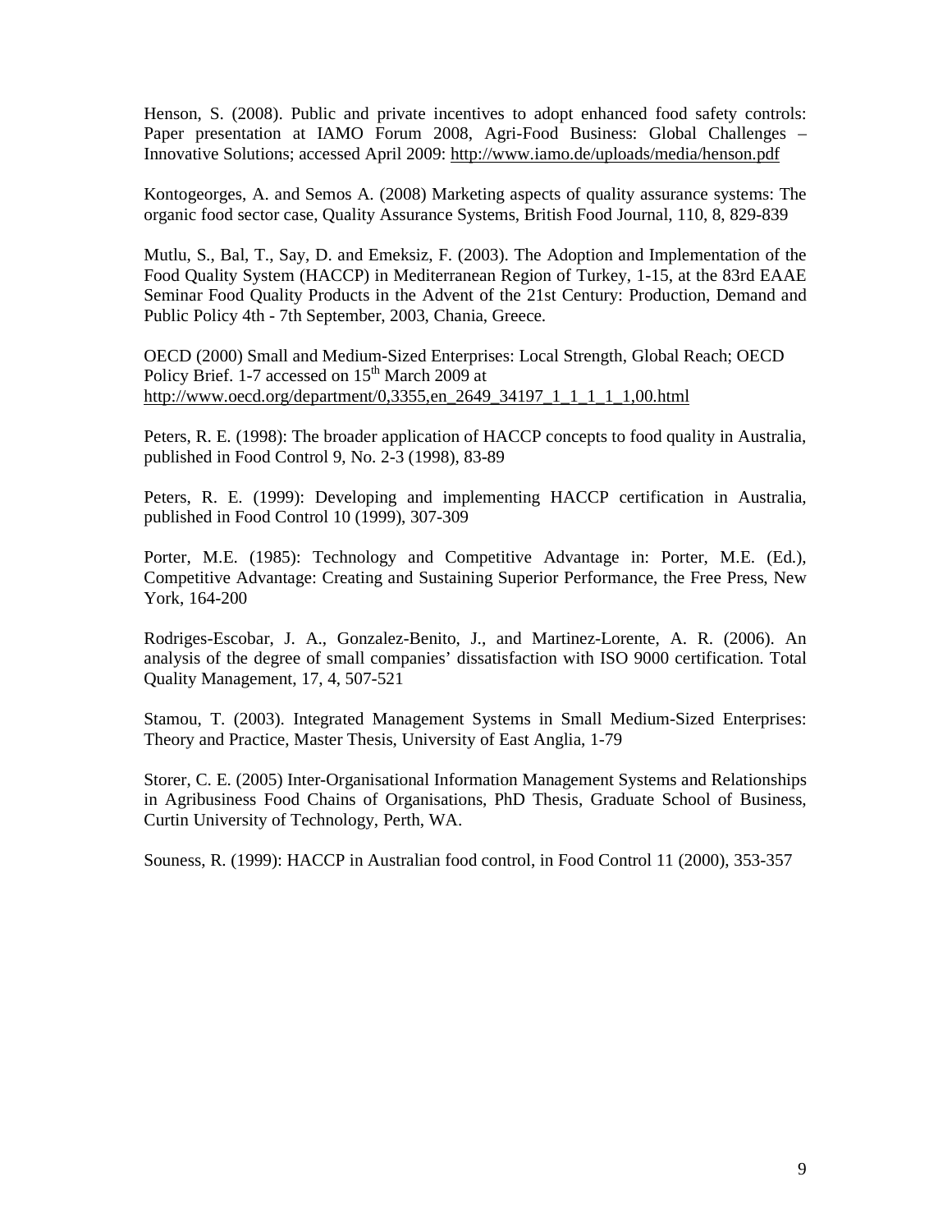Henson, S. (2008). Public and private incentives to adopt enhanced food safety controls: Paper presentation at IAMO Forum 2008, Agri-Food Business: Global Challenges – Innovative Solutions; accessed April 2009: http://www.iamo.de/uploads/media/henson.pdf

Kontogeorges, A. and Semos A. (2008) Marketing aspects of quality assurance systems: The organic food sector case, Quality Assurance Systems, British Food Journal, 110, 8, 829-839

Mutlu, S., Bal, T., Say, D. and Emeksiz, F. (2003). The Adoption and Implementation of the Food Quality System (HACCP) in Mediterranean Region of Turkey, 1-15, at the 83rd EAAE Seminar Food Quality Products in the Advent of the 21st Century: Production, Demand and Public Policy 4th - 7th September, 2003, Chania, Greece.

OECD (2000) Small and Medium-Sized Enterprises: Local Strength, Global Reach; OECD Policy Brief. 1-7 accessed on 15th March 2009 at http://www.oecd.org/department/0,3355,en_2649_34197_1_1_1_1_1,00.html

Peters, R. E. (1998): The broader application of HACCP concepts to food quality in Australia, published in Food Control 9, No. 2-3 (1998), 83-89

Peters, R. E. (1999): Developing and implementing HACCP certification in Australia, published in Food Control 10 (1999), 307-309

Porter, M.E. (1985): Technology and Competitive Advantage in: Porter, M.E. (Ed.), Competitive Advantage: Creating and Sustaining Superior Performance, the Free Press, New York, 164-200

Rodriges-Escobar, J. A., Gonzalez-Benito, J., and Martinez-Lorente, A. R. (2006). An analysis of the degree of small companies' dissatisfaction with ISO 9000 certification. Total Quality Management, 17, 4, 507-521

Stamou, T. (2003). Integrated Management Systems in Small Medium-Sized Enterprises: Theory and Practice, Master Thesis, University of East Anglia, 1-79

Storer, C. E. (2005) Inter-Organisational Information Management Systems and Relationships in Agribusiness Food Chains of Organisations, PhD Thesis, Graduate School of Business, Curtin University of Technology, Perth, WA.

Souness, R. (1999): HACCP in Australian food control, in Food Control 11 (2000), 353-357